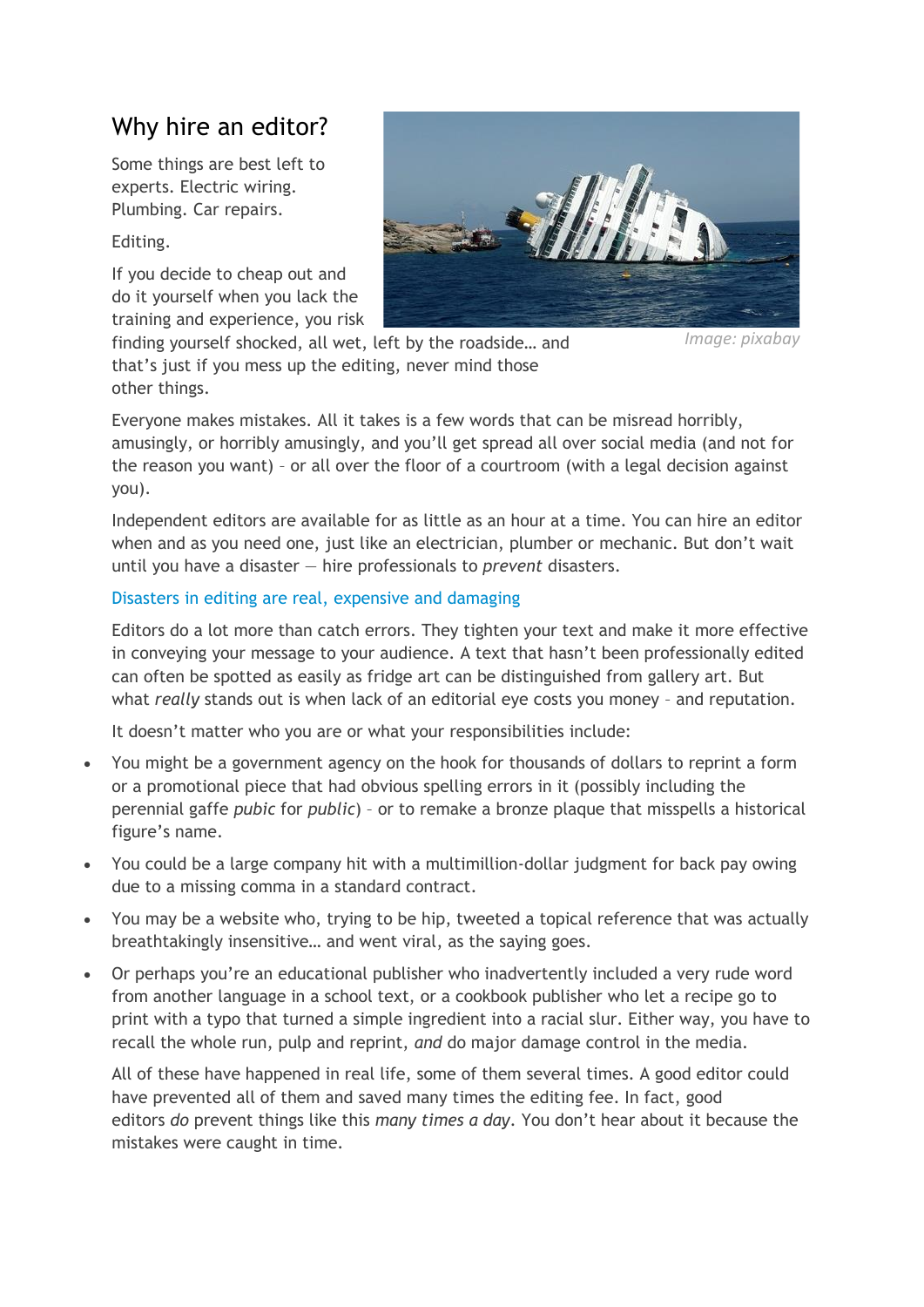# Why hire an editor?

Some things are best left to experts. Electric wiring. Plumbing. Car repairs.

Editing.

If you decide to cheap out and do it yourself when you lack the training and experience, you risk finding yourself shocked, all wet, left by the roadside… and that's just if you mess up the editing, never mind those other things.

*Image: pixabay*

Everyone makes mistakes. All it takes is a few words that can be misread horribly, amusingly, or horribly amusingly, and you'll get spread all over social media (and not for the reason you want) – or all over the floor of a courtroom (with a legal decision against you).

Independent editors are available for as little as an hour at a time. You can hire an editor when and as you need one, just like an electrician, plumber or mechanic. But don't wait until you have a disaster — hire professionals to *prevent* disasters.

## Disasters in editing are real, expensive and damaging

Editors do a lot more than catch errors. They tighten your text and make it more effective in conveying your message to your audience. A text that hasn't been professionally edited can often be spotted as easily as fridge art can be distinguished from gallery art. But what *really* stands out is when lack of an editorial eye costs you money – and reputation.

It doesn't matter who you are or what your responsibilities include:

- You might be a government agency on the hook for thousands of dollars to reprint a form or a promotional piece that had obvious spelling errors in it (possibly including the perennial gaffe *pubic* for *public*) – or to remake a bronze plaque that misspells a historical figure's name.
- You could be a large company hit with a multimillion-dollar judgment for back pay owing due to a missing comma in a standard contract.
- You may be a website who, trying to be hip, tweeted a topical reference that was actually breathtakingly insensitive… and went viral, as the saying goes.
- Or perhaps you're an educational publisher who inadvertently included a very rude word from another language in a school text, or a cookbook publisher who let a recipe go to print with a typo that turned a simple ingredient into a racial slur. Either way, you have to recall the whole run, pulp and reprint, *and* do major damage control in the media.

All of these have happened in real life, some of them several times. A good editor could have prevented all of them and saved many times the editing fee. In fact, good editors *do* prevent things like this *many times a day*. You don't hear about it because the mistakes were caught in time.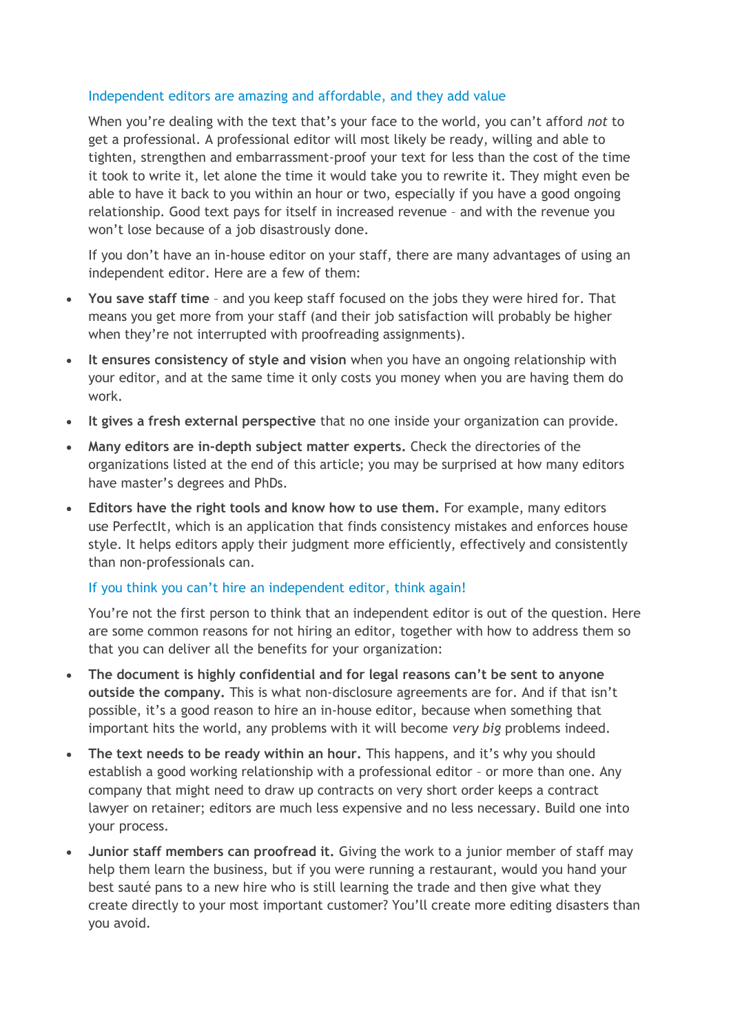## Independent editors are amazing and affordable, and they add value

When you're dealing with the text that's your face to the world, you can't afford *not* to get a professional. A professional editor will most likely be ready, willing and able to tighten, strengthen and embarrassment-proof your text for less than the cost of the time it took to write it, let alone the time it would take you to rewrite it. They might even be able to have it back to you within an hour or two, especially if you have a good ongoing relationship. Good text pays for itself in increased revenue – and with the revenue you won't lose because of a job disastrously done.

If you don't have an in-house editor on your staff, there are many advantages of using an independent editor. Here are a few of them:

- **You save staff time** – and you keep staff focused on the jobs they were hired for. That means you get more from your staff (and their job satisfaction will probably be higher when they're not interrupted with proofreading assignments).
- **It ensures consistency of style and vision** when you have an ongoing relationship with your editor, and at the same time it only costs you money when you are having them do work.
- **It gives a fresh external perspective** that no one inside your organization can provide.
- **Many editors are in-depth subject matter experts.** Check the directories of the organizations listed at the end of this article; you may be surprised at how many editors have master's degrees and PhDs.
- **Editors have the right tools and know how to use them.** For example, many editors use PerfectIt, which is an application that finds consistency mistakes and enforces house style. It helps editors apply their judgment more efficiently, effectively and consistently than non-professionals can.

## If you think you can't hire an independent editor, think again!

You're not the first person to think that an independent editor is out of the question. Here are some common reasons for not hiring an editor, together with how to address them so that you can deliver all the benefits for your organization:

- **The document is highly confidential and for legal reasons can't be sent to anyone outside the company.** This is what non-disclosure agreements are for. And if that isn't possible, it's a good reason to hire an in-house editor, because when something that important hits the world, any problems with it will become *very big* problems indeed.
- **The text needs to be ready within an hour.** This happens, and it's why you should establish a good working relationship with a professional editor – or more than one. Any company that might need to draw up contracts on very short order keeps a contract lawyer on retainer; editors are much less expensive and no less necessary. Build one into your process.
- **Junior staff members can proofread it.** Giving the work to a junior member of staff may help them learn the business, but if you were running a restaurant, would you hand your best sauté pans to a new hire who is still learning the trade and then give what they create directly to your most important customer? You'll create more editing disasters than you avoid.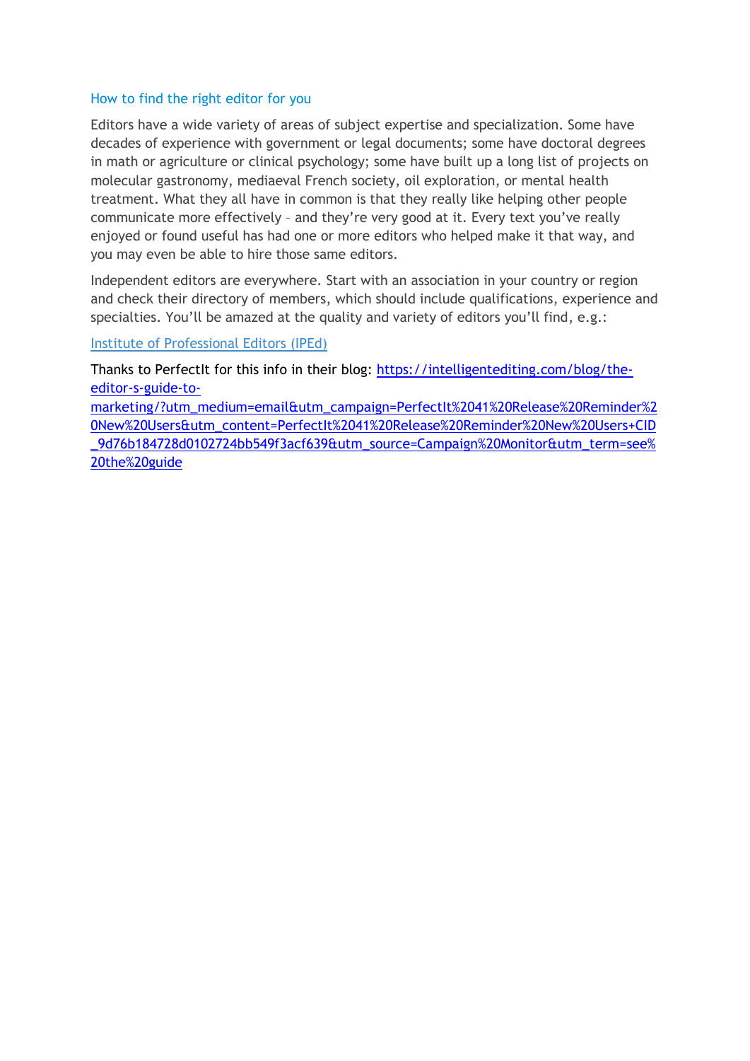## How to find the right editor for you

Editors have a wide variety of areas of subject expertise and specialization. Some have decades of experience with government or legal documents; some have doctoral degrees in math or agriculture or clinical psychology; some have built up a long list of projects on molecular gastronomy, mediaeval French society, oil exploration, or mental health treatment. What they all have in common is that they really like helping other people communicate more effectively – and they're very good at it. Every text you've really enjoyed or found useful has had one or more editors who helped make it that way, and you may even be able to hire those same editors.

Independent editors are everywhere. Start with an association in your country or region and check their directory of members, which should include qualifications, experience and specialties. You'll be amazed at the quality and variety of editors you'll find, e.g.:

Institute of Professional Editors (IPEd)

Thanks to PerfectIt for this info in their blog: https://intelligentediting.com/blog/the-editor-s-guide-to-marketing/?utm_medium=email&utm_campaign=PerfectIt%2041%20Release%20Reminder%20New%20Users&utm_content=PerfectIt%2041%20Release%20Reminder%20New%20Users+CID_9d76b184728d0102724bb549f3acf639&utm_source=Campaign%20Monitor&utm_term=see%20the%20guide